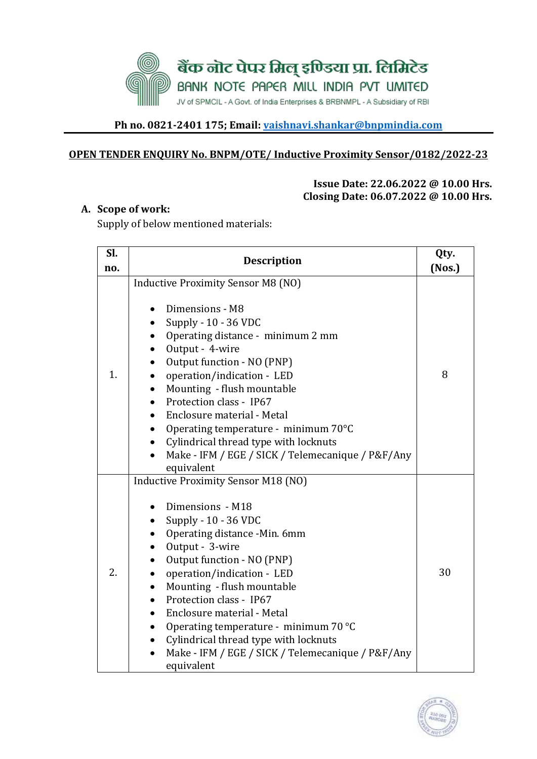बैंक नोट पेपर मिल् इण्डिया प्रा. लिमिटेड

BANK NOTE PAPER MILL INDIA PVT LIMITED

JV of SPMCIL - A Govt. of India Enterprises & BRBNMPL - A Subsidiary of RBI

**Ph no. 0821-2401 175; Email: vaishnavi.shankar@bnpmindia.com**

## OPEN TENDER ENQUIRY No. BNPM/OTE/ Inductive Proximity Sensor/0182/2022-23

**Issue Date: 22.06.2022 @ 10.00 Hrs.**
**Closing Date: 06.07.2022 @ 10.00 Hrs.**

### A. Scope of work:

Supply of below mentioned materials:

| Sl. no. | Description | Qty. (Nos.) |
|---|---|---|
| 1. | Inductive Proximity Sensor M8 (NO)<br><br>• Dimensions - M8<br>• Supply - 10 - 36 VDC<br>• Operating distance - minimum 2 mm<br>• Output - 4-wire<br>• Output function - NO (PNP)<br>• operation/indication - LED<br>• Mounting - flush mountable<br>• Protection class - IP67<br>• Enclosure material - Metal<br>• Operating temperature - minimum 70°C<br>• Cylindrical thread type with locknuts<br>• Make - IFM / EGE / SICK / Telemecanique / P&F/Any equivalent | 8 |
| 2. | Inductive Proximity Sensor M18 (NO)<br><br>• Dimensions - M18<br>• Supply - 10 - 36 VDC<br>• Operating distance -Min. 6mm<br>• Output - 3-wire<br>• Output function - NO (PNP)<br>• operation/indication - LED<br>• Mounting - flush mountable<br>• Protection class - IP67<br>• Enclosure material - Metal<br>• Operating temperature - minimum 70 °C<br>• Cylindrical thread type with locknuts<br>• Make - IFM / EGE / SICK / Telemecanique / P&F/Any equivalent | 30 |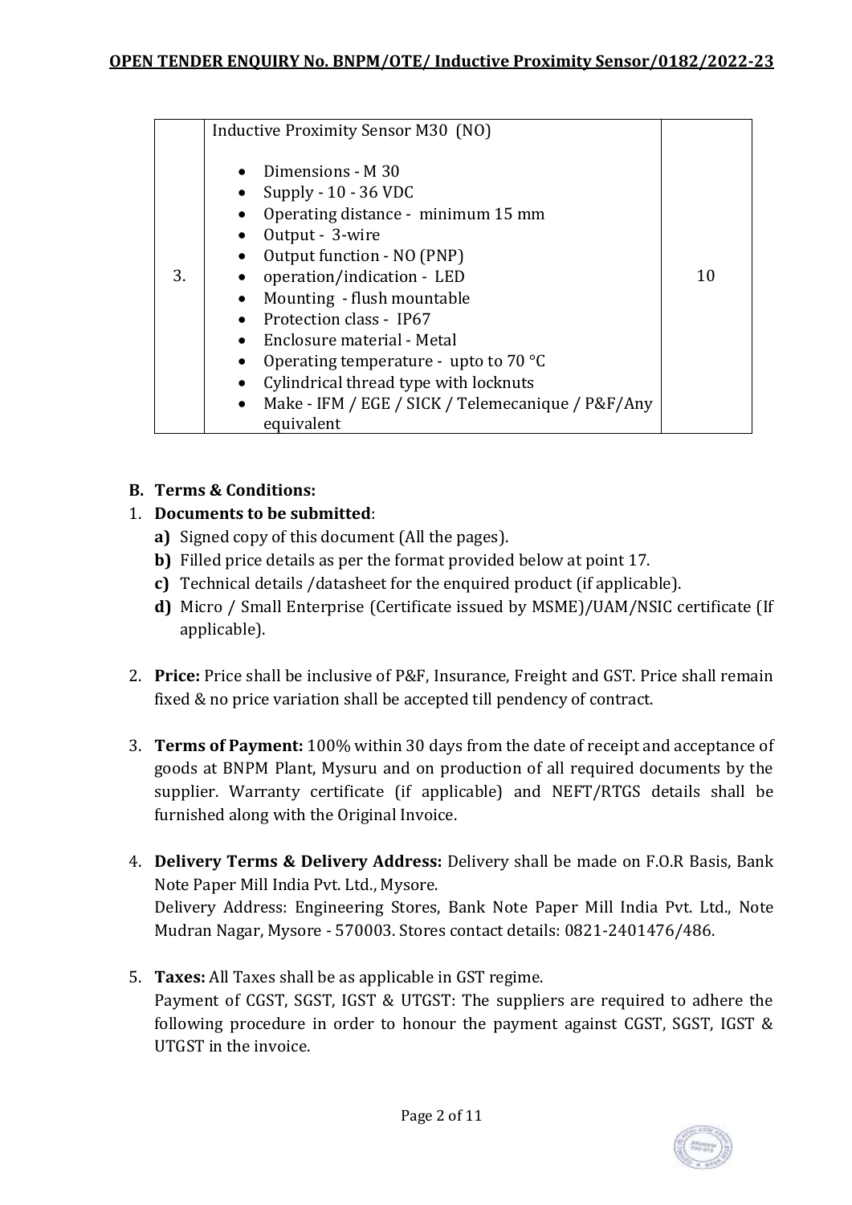**OPEN TENDER ENQUIRY No. BNPM/OTE/ Inductive Proximity Sensor/0182/2022-23**

| | | |
|---|---|---|
| 3. | Inductive Proximity Sensor M30 (NO)<br><br>• Dimensions - M 30<br>• Supply - 10 - 36 VDC<br>• Operating distance - minimum 15 mm<br>• Output - 3-wire<br>• Output function - NO (PNP)<br>• operation/indication - LED<br>• Mounting - flush mountable<br>• Protection class - IP67<br>• Enclosure material - Metal<br>• Operating temperature - upto to 70 °C<br>• Cylindrical thread type with locknuts<br>• Make - IFM / EGE / SICK / Telemecanique / P&F/Any equivalent | 10 |

**B. Terms & Conditions:**

1. **Documents to be submitted**:
   **a)** Signed copy of this document (All the pages).
   **b)** Filled price details as per the format provided below at point 17.
   **c)** Technical details /datasheet for the enquired product (if applicable).
   **d)** Micro / Small Enterprise (Certificate issued by MSME)/UAM/NSIC certificate (If applicable).

2. **Price:** Price shall be inclusive of P&F, Insurance, Freight and GST. Price shall remain fixed & no price variation shall be accepted till pendency of contract.

3. **Terms of Payment:** 100% within 30 days from the date of receipt and acceptance of goods at BNPM Plant, Mysuru and on production of all required documents by the supplier. Warranty certificate (if applicable) and NEFT/RTGS details shall be furnished along with the Original Invoice.

4. **Delivery Terms & Delivery Address:** Delivery shall be made on F.O.R Basis, Bank Note Paper Mill India Pvt. Ltd., Mysore.
   Delivery Address: Engineering Stores, Bank Note Paper Mill India Pvt. Ltd., Note Mudran Nagar, Mysore - 570003. Stores contact details: 0821-2401476/486.

5. **Taxes:** All Taxes shall be as applicable in GST regime.
   Payment of CGST, SGST, IGST & UTGST: The suppliers are required to adhere the following procedure in order to honour the payment against CGST, SGST, IGST & UTGST in the invoice.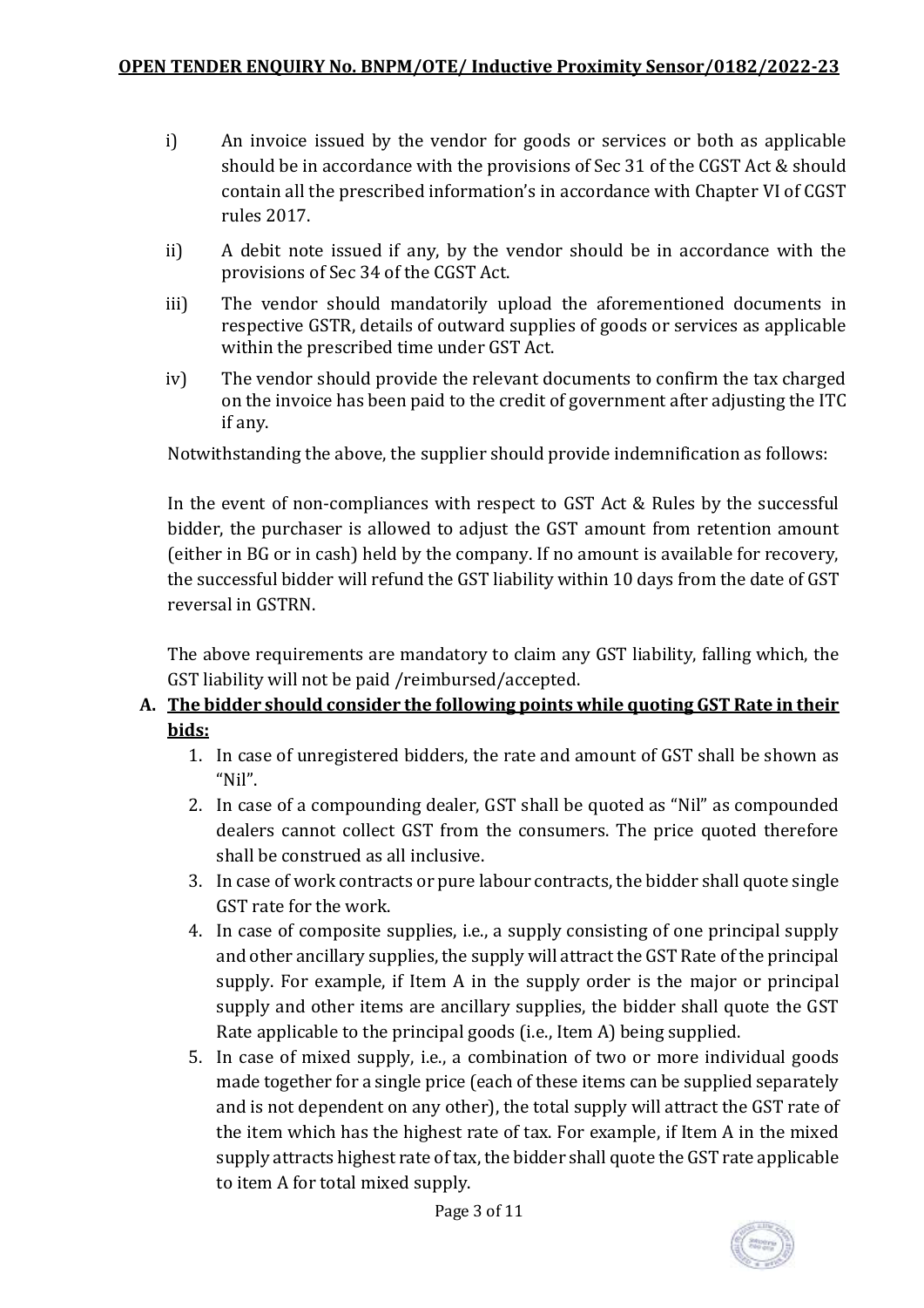i) An invoice issued by the vendor for goods or services or both as applicable should be in accordance with the provisions of Sec 31 of the CGST Act & should contain all the prescribed information's in accordance with Chapter VI of CGST rules 2017.

ii) A debit note issued if any, by the vendor should be in accordance with the provisions of Sec 34 of the CGST Act.

iii) The vendor should mandatorily upload the aforementioned documents in respective GSTR, details of outward supplies of goods or services as applicable within the prescribed time under GST Act.

iv) The vendor should provide the relevant documents to confirm the tax charged on the invoice has been paid to the credit of government after adjusting the ITC if any.

Notwithstanding the above, the supplier should provide indemnification as follows:

In the event of non-compliances with respect to GST Act & Rules by the successful bidder, the purchaser is allowed to adjust the GST amount from retention amount (either in BG or in cash) held by the company. If no amount is available for recovery, the successful bidder will refund the GST liability within 10 days from the date of GST reversal in GSTRN.

The above requirements are mandatory to claim any GST liability, falling which, the GST liability will not be paid /reimbursed/accepted.

**A. <u>The bidder should consider the following points while quoting GST Rate in their bids:</u>**

1. In case of unregistered bidders, the rate and amount of GST shall be shown as "Nil".
2. In case of a compounding dealer, GST shall be quoted as "Nil" as compounded dealers cannot collect GST from the consumers. The price quoted therefore shall be construed as all inclusive.
3. In case of work contracts or pure labour contracts, the bidder shall quote single GST rate for the work.
4. In case of composite supplies, i.e., a supply consisting of one principal supply and other ancillary supplies, the supply will attract the GST Rate of the principal supply. For example, if Item A in the supply order is the major or principal supply and other items are ancillary supplies, the bidder shall quote the GST Rate applicable to the principal goods (i.e., Item A) being supplied.
5. In case of mixed supply, i.e., a combination of two or more individual goods made together for a single price (each of these items can be supplied separately and is not dependent on any other), the total supply will attract the GST rate of the item which has the highest rate of tax. For example, if Item A in the mixed supply attracts highest rate of tax, the bidder shall quote the GST rate applicable to item A for total mixed supply.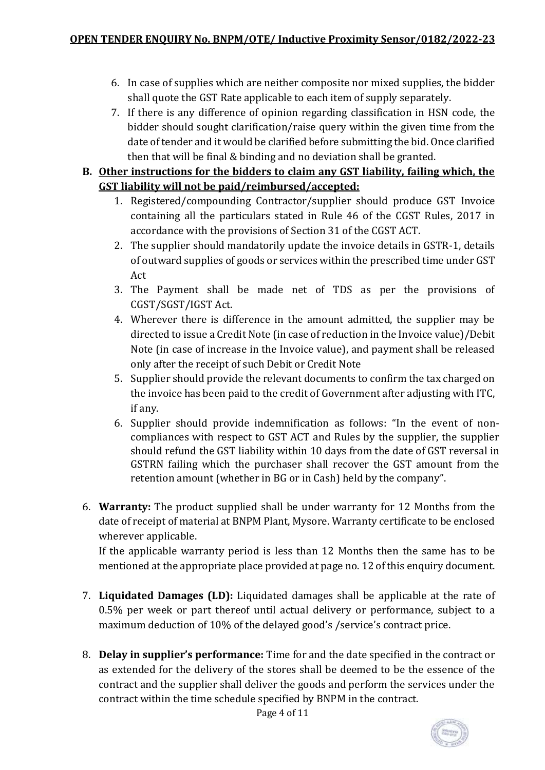6. In case of supplies which are neither composite nor mixed supplies, the bidder shall quote the GST Rate applicable to each item of supply separately.
7. If there is any difference of opinion regarding classification in HSN code, the bidder should sought clarification/raise query within the given time from the date of tender and it would be clarified before submitting the bid. Once clarified then that will be final & binding and no deviation shall be granted.

**B. Other instructions for the bidders to claim any GST liability, failing which, the GST liability will not be paid/reimbursed/accepted:**

1. Registered/compounding Contractor/supplier should produce GST Invoice containing all the particulars stated in Rule 46 of the CGST Rules, 2017 in accordance with the provisions of Section 31 of the CGST ACT.
2. The supplier should mandatorily update the invoice details in GSTR-1, details of outward supplies of goods or services within the prescribed time under GST Act
3. The Payment shall be made net of TDS as per the provisions of CGST/SGST/IGST Act.
4. Wherever there is difference in the amount admitted, the supplier may be directed to issue a Credit Note (in case of reduction in the Invoice value)/Debit Note (in case of increase in the Invoice value), and payment shall be released only after the receipt of such Debit or Credit Note
5. Supplier should provide the relevant documents to confirm the tax charged on the invoice has been paid to the credit of Government after adjusting with ITC, if any.
6. Supplier should provide indemnification as follows: "In the event of non-compliances with respect to GST ACT and Rules by the supplier, the supplier should refund the GST liability within 10 days from the date of GST reversal in GSTRN failing which the purchaser shall recover the GST amount from the retention amount (whether in BG or in Cash) held by the company".

6. **Warranty:** The product supplied shall be under warranty for 12 Months from the date of receipt of material at BNPM Plant, Mysore. Warranty certificate to be enclosed wherever applicable.

   If the applicable warranty period is less than 12 Months then the same has to be mentioned at the appropriate place provided at page no. 12 of this enquiry document.

7. **Liquidated Damages (LD):** Liquidated damages shall be applicable at the rate of 0.5% per week or part thereof until actual delivery or performance, subject to a maximum deduction of 10% of the delayed good's /service's contract price.

8. **Delay in supplier's performance:** Time for and the date specified in the contract or as extended for the delivery of the stores shall be deemed to be the essence of the contract and the supplier shall deliver the goods and perform the services under the contract within the time schedule specified by BNPM in the contract.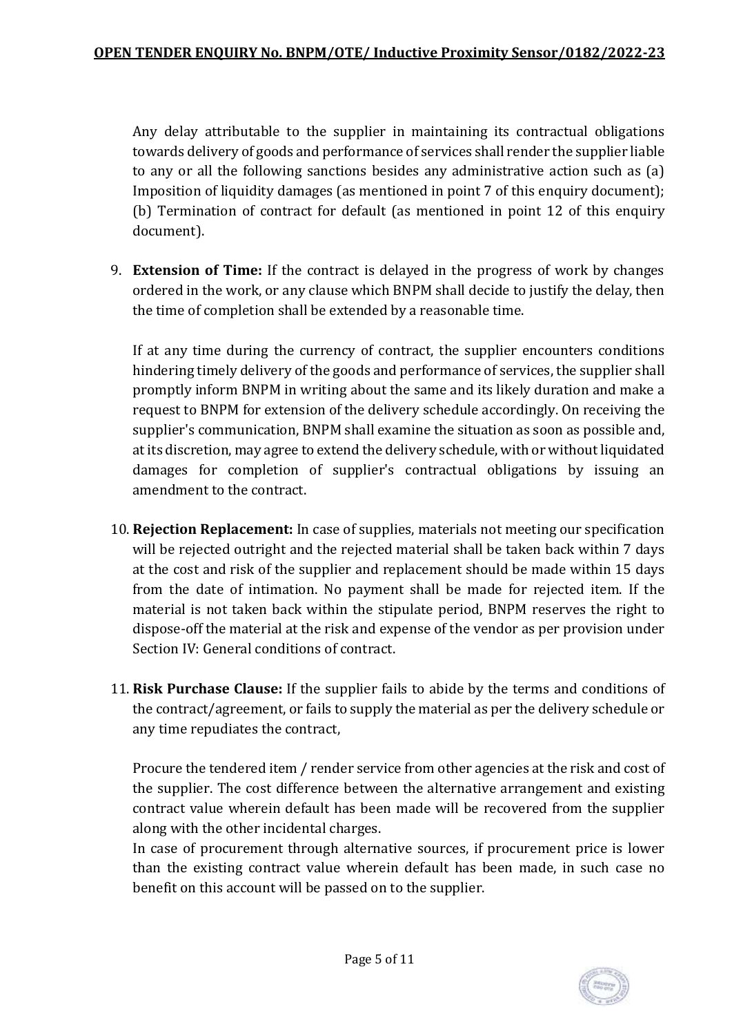Any delay attributable to the supplier in maintaining its contractual obligations towards delivery of goods and performance of services shall render the supplier liable to any or all the following sanctions besides any administrative action such as (a) Imposition of liquidity damages (as mentioned in point 7 of this enquiry document); (b) Termination of contract for default (as mentioned in point 12 of this enquiry document).

9. **Extension of Time:** If the contract is delayed in the progress of work by changes ordered in the work, or any clause which BNPM shall decide to justify the delay, then the time of completion shall be extended by a reasonable time.

   If at any time during the currency of contract, the supplier encounters conditions hindering timely delivery of the goods and performance of services, the supplier shall promptly inform BNPM in writing about the same and its likely duration and make a request to BNPM for extension of the delivery schedule accordingly. On receiving the supplier's communication, BNPM shall examine the situation as soon as possible and, at its discretion, may agree to extend the delivery schedule, with or without liquidated damages for completion of supplier's contractual obligations by issuing an amendment to the contract.

10. **Rejection Replacement:** In case of supplies, materials not meeting our specification will be rejected outright and the rejected material shall be taken back within 7 days at the cost and risk of the supplier and replacement should be made within 15 days from the date of intimation. No payment shall be made for rejected item. If the material is not taken back within the stipulate period, BNPM reserves the right to dispose-off the material at the risk and expense of the vendor as per provision under Section IV: General conditions of contract.

11. **Risk Purchase Clause:** If the supplier fails to abide by the terms and conditions of the contract/agreement, or fails to supply the material as per the delivery schedule or any time repudiates the contract,

    Procure the tendered item / render service from other agencies at the risk and cost of the supplier. The cost difference between the alternative arrangement and existing contract value wherein default has been made will be recovered from the supplier along with the other incidental charges.
    In case of procurement through alternative sources, if procurement price is lower than the existing contract value wherein default has been made, in such case no benefit on this account will be passed on to the supplier.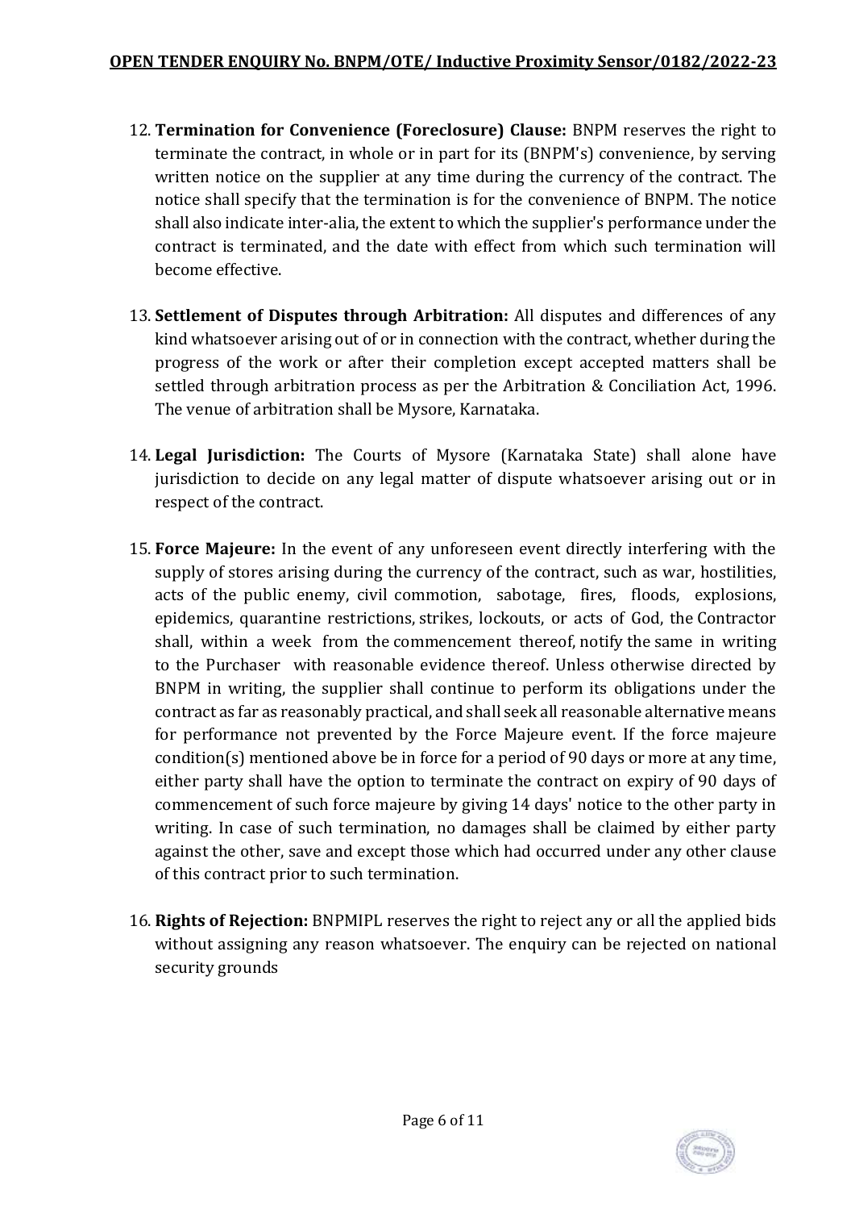12. **Termination for Convenience (Foreclosure) Clause:** BNPM reserves the right to terminate the contract, in whole or in part for its (BNPM's) convenience, by serving written notice on the supplier at any time during the currency of the contract. The notice shall specify that the termination is for the convenience of BNPM. The notice shall also indicate inter-alia, the extent to which the supplier's performance under the contract is terminated, and the date with effect from which such termination will become effective.

13. **Settlement of Disputes through Arbitration:** All disputes and differences of any kind whatsoever arising out of or in connection with the contract, whether during the progress of the work or after their completion except accepted matters shall be settled through arbitration process as per the Arbitration & Conciliation Act, 1996. The venue of arbitration shall be Mysore, Karnataka.

14. **Legal Jurisdiction:** The Courts of Mysore (Karnataka State) shall alone have jurisdiction to decide on any legal matter of dispute whatsoever arising out or in respect of the contract.

15. **Force Majeure:** In the event of any unforeseen event directly interfering with the supply of stores arising during the currency of the contract, such as war, hostilities, acts of the public enemy, civil commotion, sabotage, fires, floods, explosions, epidemics, quarantine restrictions, strikes, lockouts, or acts of God, the Contractor shall, within a week from the commencement thereof, notify the same in writing to the Purchaser with reasonable evidence thereof. Unless otherwise directed by BNPM in writing, the supplier shall continue to perform its obligations under the contract as far as reasonably practical, and shall seek all reasonable alternative means for performance not prevented by the Force Majeure event. If the force majeure condition(s) mentioned above be in force for a period of 90 days or more at any time, either party shall have the option to terminate the contract on expiry of 90 days of commencement of such force majeure by giving 14 days' notice to the other party in writing. In case of such termination, no damages shall be claimed by either party against the other, save and except those which had occurred under any other clause of this contract prior to such termination.

16. **Rights of Rejection:** BNPMIPL reserves the right to reject any or all the applied bids without assigning any reason whatsoever. The enquiry can be rejected on national security grounds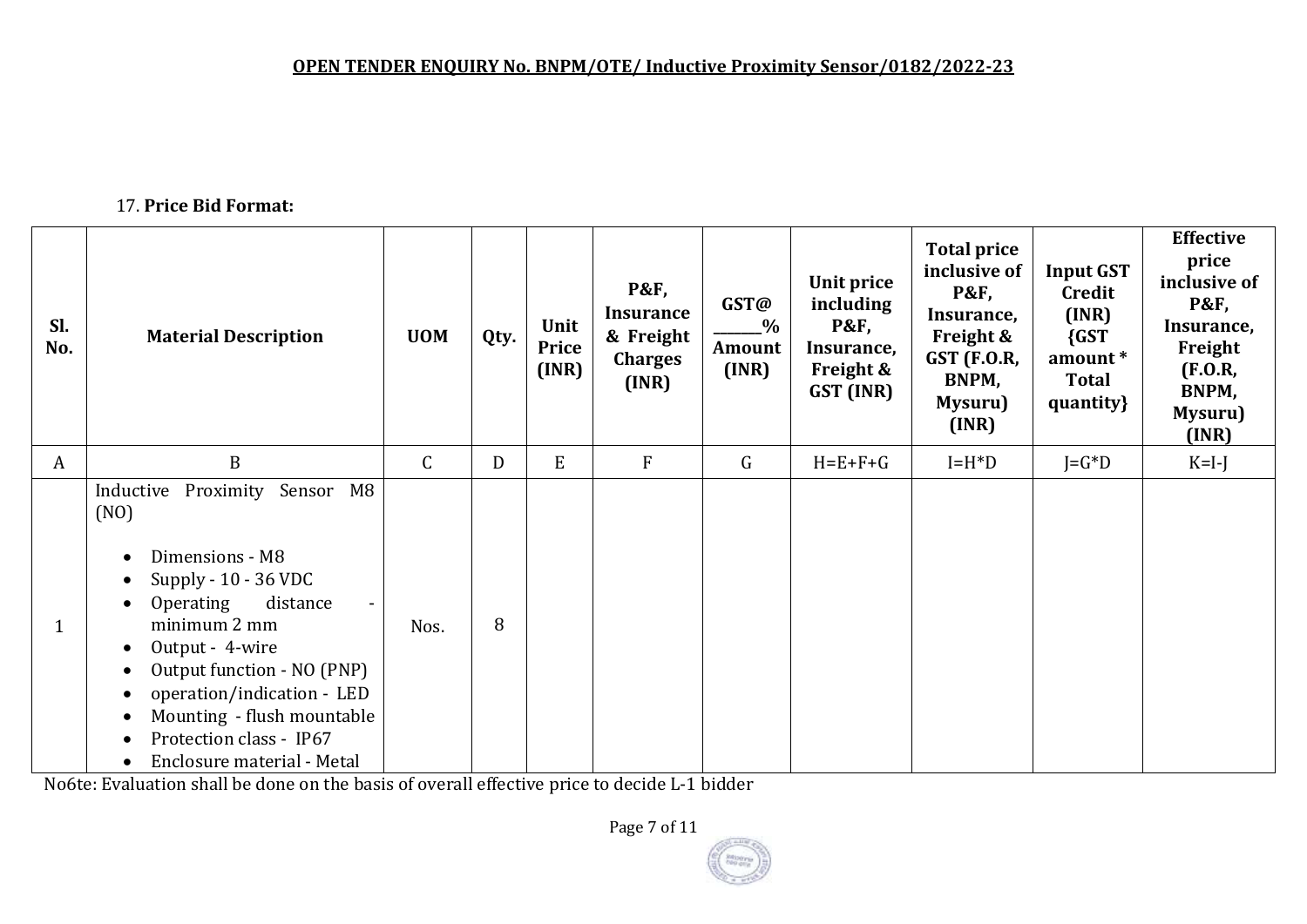**OPEN TENDER ENQUIRY No. BNPM/OTE/ Inductive Proximity Sensor/0182/2022-23**

17. **Price Bid Format:**

| Sl. No. | Material Description | UOM | Qty. | Unit Price (INR) | P&F, Insurance & Freight Charges (INR) | GST@ ______% Amount (INR) | Unit price including P&F, Insurance, Freight & GST (INR) | Total price inclusive of P&F, Insurance, Freight & GST (F.O.R, BNPM, Mysuru) (INR) | Input GST Credit (INR) {GST amount * Total quantity} | Effective price inclusive of P&F, Insurance, Freight (F.O.R, BNPM, Mysuru) (INR) |
|---|---|---|---|---|---|---|---|---|---|---|
| A | B | C | D | E | F | G | H=E+F+G | I=H*D | J=G*D | K=I-J |
| 1 | Inductive Proximity Sensor M8 (NO)<br>• Dimensions - M8<br>• Supply - 10 - 36 VDC<br>• Operating distance - minimum 2 mm<br>• Output - 4-wire<br>• Output function - NO (PNP)<br>• operation/indication - LED<br>• Mounting - flush mountable<br>• Protection class - IP67<br>• Enclosure material - Metal | Nos. | 8 | | | | | | | |

No6te: Evaluation shall be done on the basis of overall effective price to decide L-1 bidder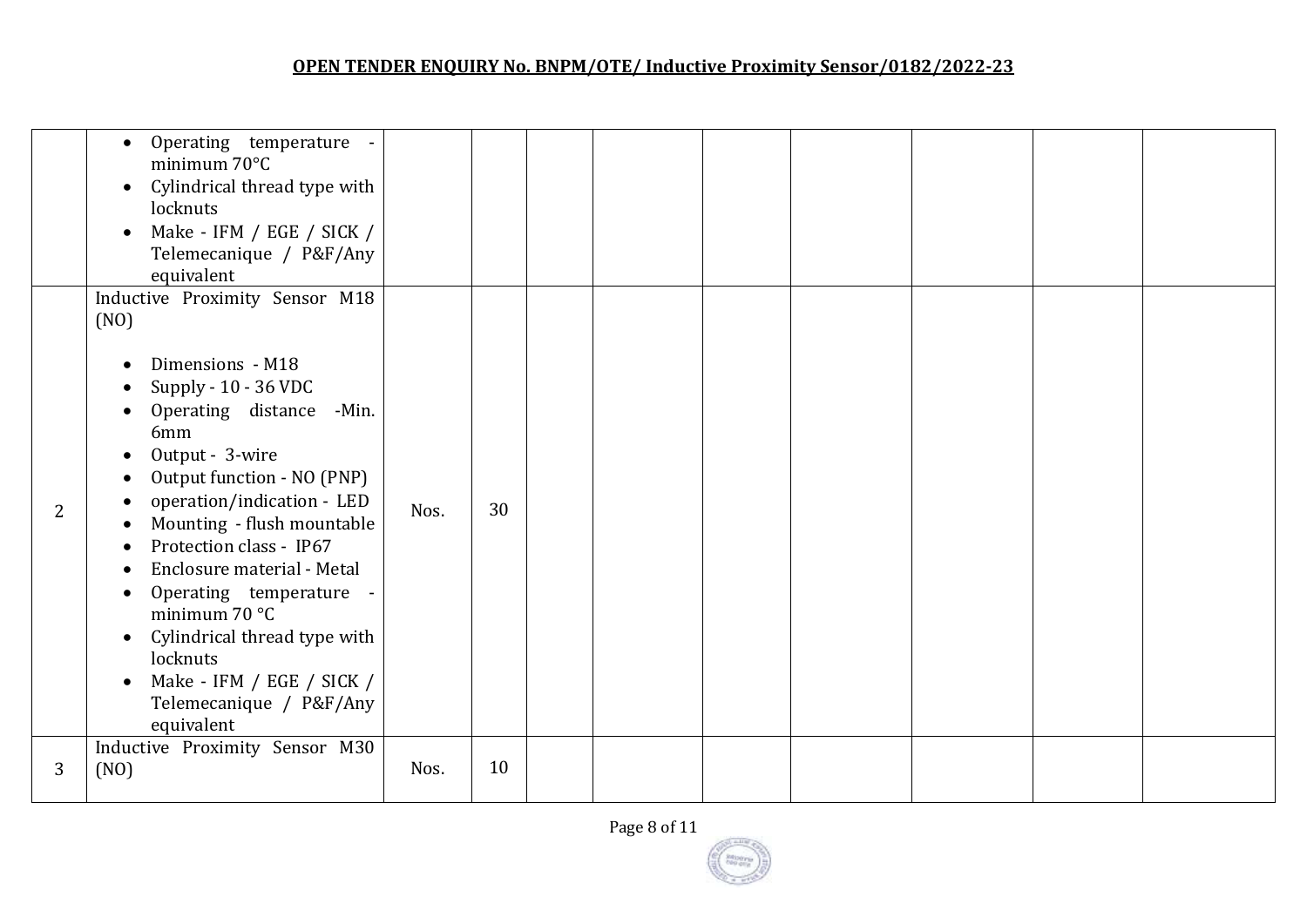**OPEN TENDER ENQUIRY No. BNPM/OTE/ Inductive Proximity Sensor/0182/2022-23**

| | | | | | | | | | | |
|---|---|---|---|---|---|---|---|---|---|---|
| | • Operating temperature - minimum 70°C<br>• Cylindrical thread type with locknuts<br>• Make - IFM / EGE / SICK / Telemecanique / P&F/Any equivalent | | | | | | | | | |
| 2 | Inductive Proximity Sensor M18 (NO)<br><br>• Dimensions - M18<br>• Supply - 10 - 36 VDC<br>• Operating distance -Min. 6mm<br>• Output - 3-wire<br>• Output function - NO (PNP)<br>• operation/indication - LED<br>• Mounting - flush mountable<br>• Protection class - IP67<br>• Enclosure material - Metal<br>• Operating temperature - minimum 70 °C<br>• Cylindrical thread type with locknuts<br>• Make - IFM / EGE / SICK / Telemecanique / P&F/Any equivalent | Nos. | 30 | | | | | | | |
| 3 | Inductive Proximity Sensor M30 (NO) | Nos. | 10 | | | | | | | |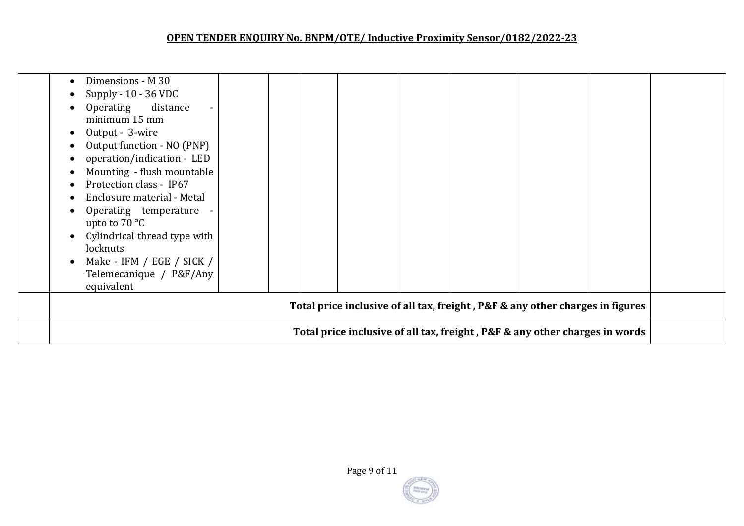**OPEN TENDER ENQUIRY No. BNPM/OTE/ Inductive Proximity Sensor/0182/2022-23**

| | | | | | | | | | | |
|---|---|---|---|---|---|---|---|---|---|---|
| | • Dimensions - M 30<br>• Supply - 10 - 36 VDC<br>• Operating distance - minimum 15 mm<br>• Output - 3-wire<br>• Output function - NO (PNP)<br>• operation/indication - LED<br>• Mounting - flush mountable<br>• Protection class - IP67<br>• Enclosure material - Metal<br>• Operating temperature - upto to 70 °C<br>• Cylindrical thread type with locknuts<br>• Make - IFM / EGE / SICK / Telemecanique / P&F/Any equivalent | | | | | | | | | |
| | **Total price inclusive of all tax, freight , P&F & any other charges in figures** | | | | | | | | | |
| | **Total price inclusive of all tax, freight , P&F & any other charges in words** | | | | | | | | | |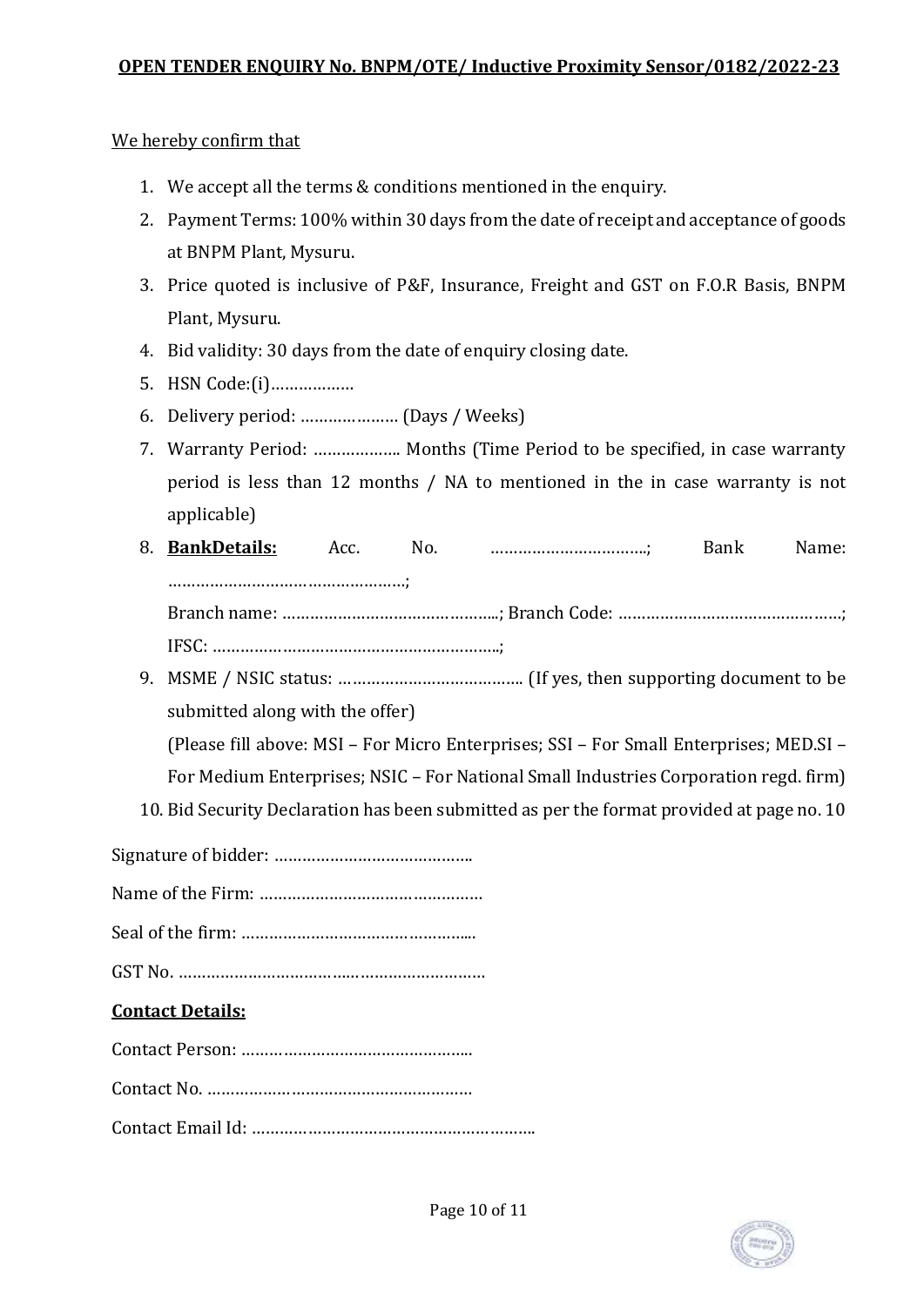We hereby confirm that

1. We accept all the terms & conditions mentioned in the enquiry.
2. Payment Terms: 100% within 30 days from the date of receipt and acceptance of goods at BNPM Plant, Mysuru.
3. Price quoted is inclusive of P&F, Insurance, Freight and GST on F.O.R Basis, BNPM Plant, Mysuru.
4. Bid validity: 30 days from the date of enquiry closing date.
5. HSN Code:(i)………………
6. Delivery period: ………………… (Days / Weeks)
7. Warranty Period: …………….. Months (Time Period to be specified, in case warranty period is less than 12 months / NA to mentioned in the in case warranty is not applicable)
8. **BankDetails:** Acc. No. …………………………..; Bank Name: ……………………………………………;
   Branch name: ………………………………………..; Branch Code: ……………………………………….;
   IFSC: ……………………………………………………..;
9. MSME / NSIC status: ………………………………… (If yes, then supporting document to be submitted along with the offer)
   (Please fill above: MSI – For Micro Enterprises; SSI – For Small Enterprises; MED.SI – For Medium Enterprises; NSIC – For National Small Industries Corporation regd. firm)
10. Bid Security Declaration has been submitted as per the format provided at page no. 10

Signature of bidder: ……………………………………

Name of the Firm: …………………………………………

Seal of the firm: …………………………………………..

GST No. ……………………………………………………………

**Contact Details:**

Contact Person: …………………………………………..

Contact No. …………………………………………………

Contact Email Id: ……………………………………………………..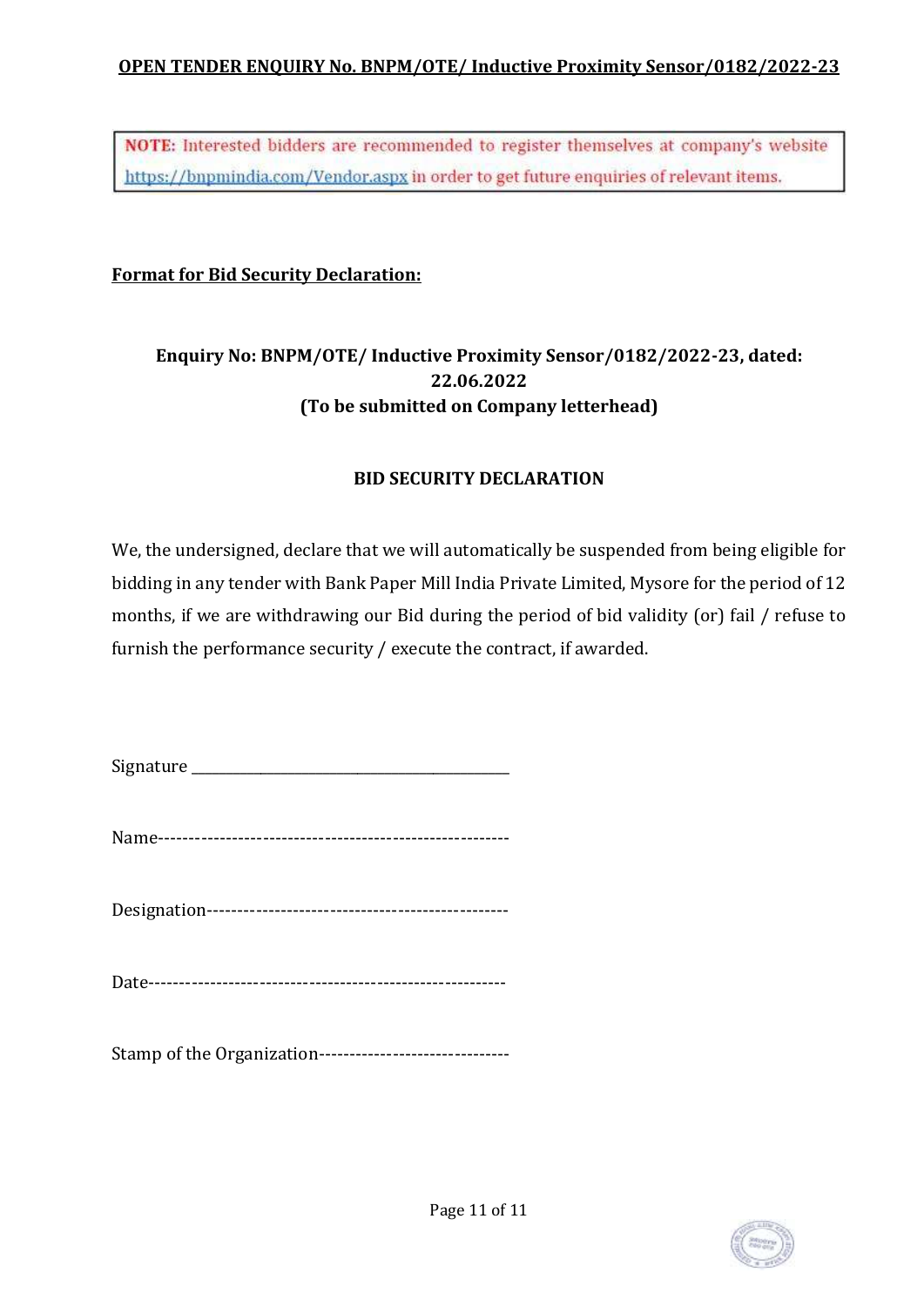**NOTE:** Interested bidders are recommended to register themselves at company's website https://bnpmindia.com/Vendor.aspx in order to get future enquiries of relevant items.

**Format for Bid Security Declaration:**

**Enquiry No: BNPM/OTE/ Inductive Proximity Sensor/0182/2022-23, dated: 22.06.2022**
**(To be submitted on Company letterhead)**

**BID SECURITY DECLARATION**

We, the undersigned, declare that we will automatically be suspended from being eligible for bidding in any tender with Bank Paper Mill India Private Limited, Mysore for the period of 12 months, if we are withdrawing our Bid during the period of bid validity (or) fail / refuse to furnish the performance security / execute the contract, if awarded.

Signature ___________________________________

Name---------------------------------------------------------

Designation-------------------------------------------------

Date----------------------------------------------------------

Stamp of the Organization------------------------------